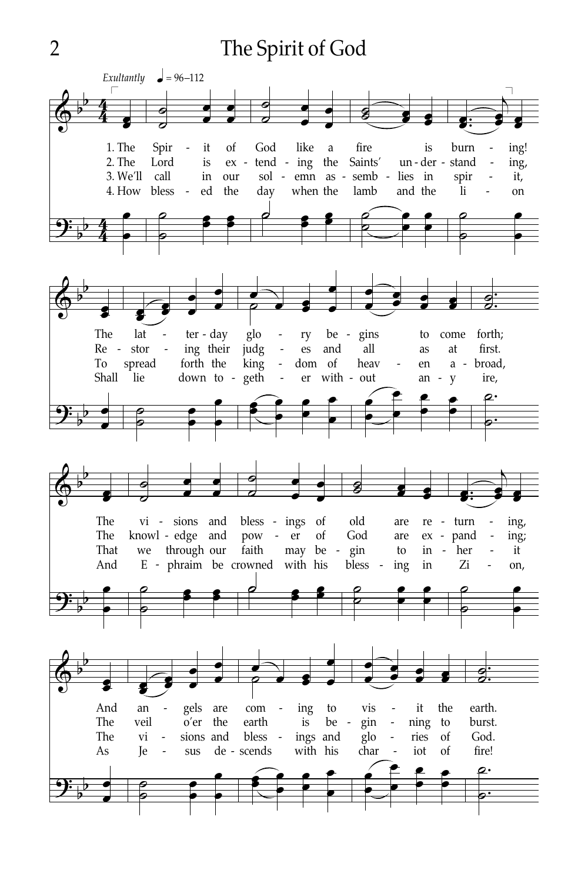# The Spirit of God

*Exultantly* ♩ = 96–112

1. The Spirit of God like a fire is burning!
The latter-day glory begins to come forth;
The visions and blessings of old are returning,
And angels are coming to visit the earth.

2. The Lord is extending the Saints' understanding,
Restoring their judges and all as at first.
The knowledge and power of God are expanding;
The veil o'er the earth is beginning to burst.

3. We'll call in our solemn assemblies in spirit,
To spread forth the kingdom of heaven abroad,
That we through our faith may begin to inherit
The visions and blessings and glories of God.

4. How blessed the day when the lamb and the lion
Shall lie down together without any ire,
And Ephraim be crowned with his blessing in Zion,
As Jesus descends with his chariot of fire!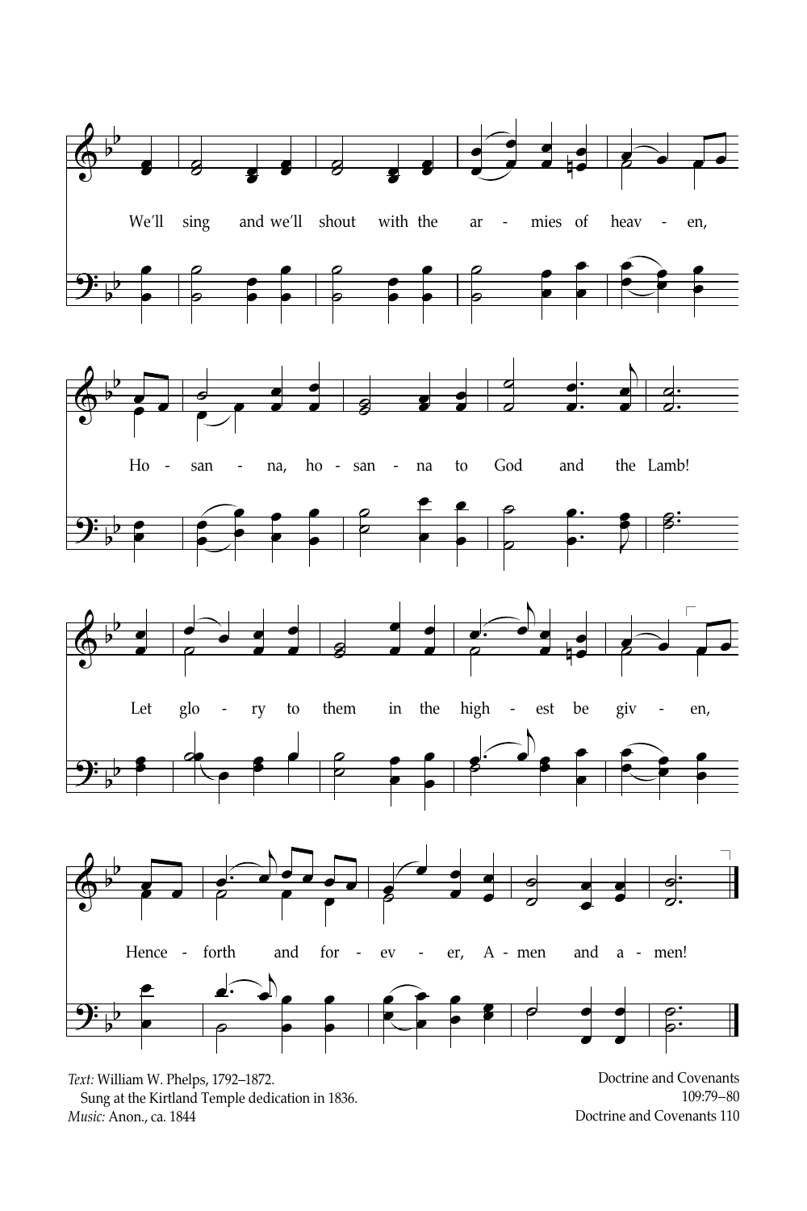We'll sing and we'll shout with the armies of heaven,

Hosanna, hosanna to God and the Lamb!

Let glory to them in the highest be given,

Henceforth and forever, Amen and amen!

*Text:* William W. Phelps, 1792–1872.
Sung at the Kirtland Temple dedication in 1836.
*Music:* Anon., ca. 1844

Doctrine and Covenants 109:79–80
Doctrine and Covenants 110